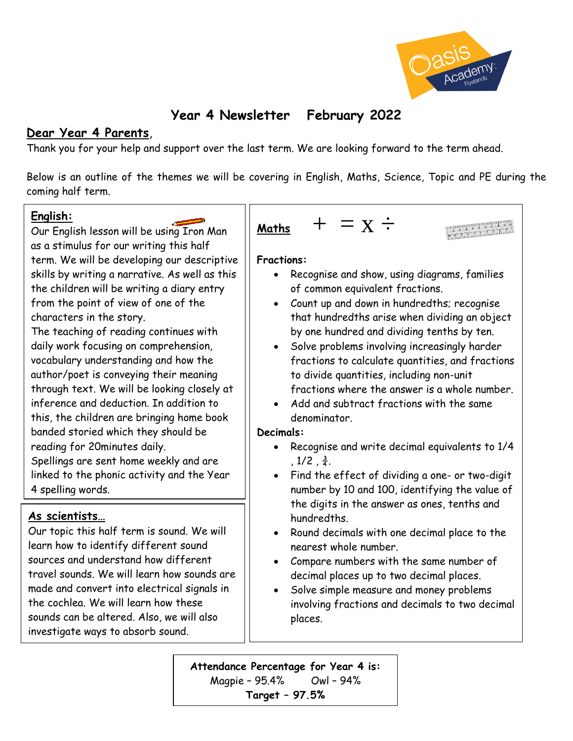# Year 4 Newsletter February 2022

**Dear Year 4 Parents**,

Thank you for your help and support over the last term. We are looking forward to the term ahead.

Below is an outline of the themes we will be covering in English, Maths, Science, Topic and PE during the coming half term.

## English:

Our English lesson will be using Iron Man as a stimulus for our writing this half term. We will be developing our descriptive skills by writing a narrative. As well as this the children will be writing a diary entry from the point of view of one of the characters in the story.

The teaching of reading continues with daily work focusing on comprehension, vocabulary understanding and how the author/poet is conveying their meaning through text. We will be looking closely at inference and deduction. In addition to this, the children are bringing home book banded storied which they should be reading for 20minutes daily.

Spellings are sent home weekly and are linked to the phonic activity and the Year 4 spelling words.

## As scientists…

Our topic this half term is sound. We will learn how to identify different sound sources and understand how different travel sounds. We will learn how sounds are made and convert into electrical signals in the cochlea. We will learn how these sounds can be altered. Also, we will also investigate ways to absorb sound.

## Maths + = x ÷

**Fractions:**

- Recognise and show, using diagrams, families of common equivalent fractions.
- Count up and down in hundredths; recognise that hundredths arise when dividing an object by one hundred and dividing tenths by ten.
- Solve problems involving increasingly harder fractions to calculate quantities, and fractions to divide quantities, including non-unit fractions where the answer is a whole number.
- Add and subtract fractions with the same denominator.

**Decimals:**

- Recognise and write decimal equivalents to 1/4 , 1/2 , $\frac{3}{4}$.
- Find the effect of dividing a one- or two-digit number by 10 and 100, identifying the value of the digits in the answer as ones, tenths and hundredths.
- Round decimals with one decimal place to the nearest whole number.
- Compare numbers with the same number of decimal places up to two decimal places.
- Solve simple measure and money problems involving fractions and decimals to two decimal places.

**Attendance Percentage for Year 4 is:**
Magpie – 95.4% Owl – 94%
**Target – 97.5%**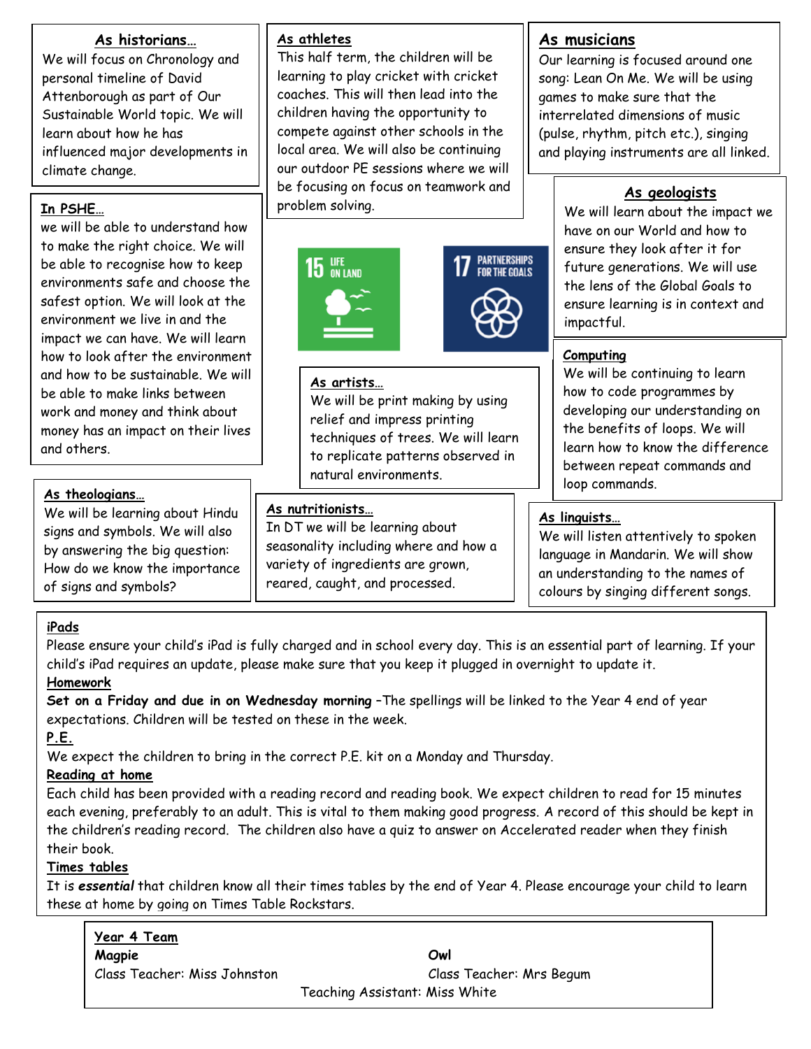## As historians…

We will focus on Chronology and personal timeline of David Attenborough as part of Our Sustainable World topic. We will learn about how he has influenced major developments in climate change.

## In PSHE…

we will be able to understand how to make the right choice. We will be able to recognise how to keep environments safe and choose the safest option. We will look at the environment we live in and the impact we can have. We will learn how to look after the environment and how to be sustainable. We will be able to make links between work and money and think about money has an impact on their lives and others.

## As theologians…

We will be learning about Hindu signs and symbols. We will also by answering the big question: How do we know the importance of signs and symbols?

## As athletes

This half term, the children will be learning to play cricket with cricket coaches. This will then lead into the children having the opportunity to compete against other schools in the local area. We will also be continuing our outdoor PE sessions where we will be focusing on focus on teamwork and problem solving.

15 LIFE ON LAND

17 PARTNERSHIPS FOR THE GOALS

## As artists…

We will be print making by using relief and impress printing techniques of trees. We will learn to replicate patterns observed in natural environments.

## As nutritionists…

In DT we will be learning about seasonality including where and how a variety of ingredients are grown, reared, caught, and processed.

## As musicians

Our learning is focused around one song: Lean On Me. We will be using games to make sure that the interrelated dimensions of music (pulse, rhythm, pitch etc.), singing and playing instruments are all linked.

## As geologists

We will learn about the impact we have on our World and how to ensure they look after it for future generations. We will use the lens of the Global Goals to ensure learning is in context and impactful.

## Computing

We will be continuing to learn how to code programmes by developing our understanding on the benefits of loops. We will learn how to know the difference between repeat commands and loop commands.

## As linguists…

We will listen attentively to spoken language in Mandarin. We will show an understanding to the names of colours by singing different songs.

## iPads

Please ensure your child's iPad is fully charged and in school every day. This is an essential part of learning. If your child's iPad requires an update, please make sure that you keep it plugged in overnight to update it.

## Homework

**Set on a Friday and due in on Wednesday morning** –The spellings will be linked to the Year 4 end of year expectations. Children will be tested on these in the week.

## P.E.

We expect the children to bring in the correct P.E. kit on a Monday and Thursday.

## Reading at home

Each child has been provided with a reading record and reading book. We expect children to read for 15 minutes each evening, preferably to an adult. This is vital to them making good progress. A record of this should be kept in the children's reading record. The children also have a quiz to answer on Accelerated reader when they finish their book.

## Times tables

It is ***essential*** that children know all their times tables by the end of Year 4. Please encourage your child to learn these at home by going on Times Table Rockstars.

## Year 4 Team

**Magpie**
Class Teacher: Miss Johnston

**Owl**
Class Teacher: Mrs Begum

Teaching Assistant: Miss White